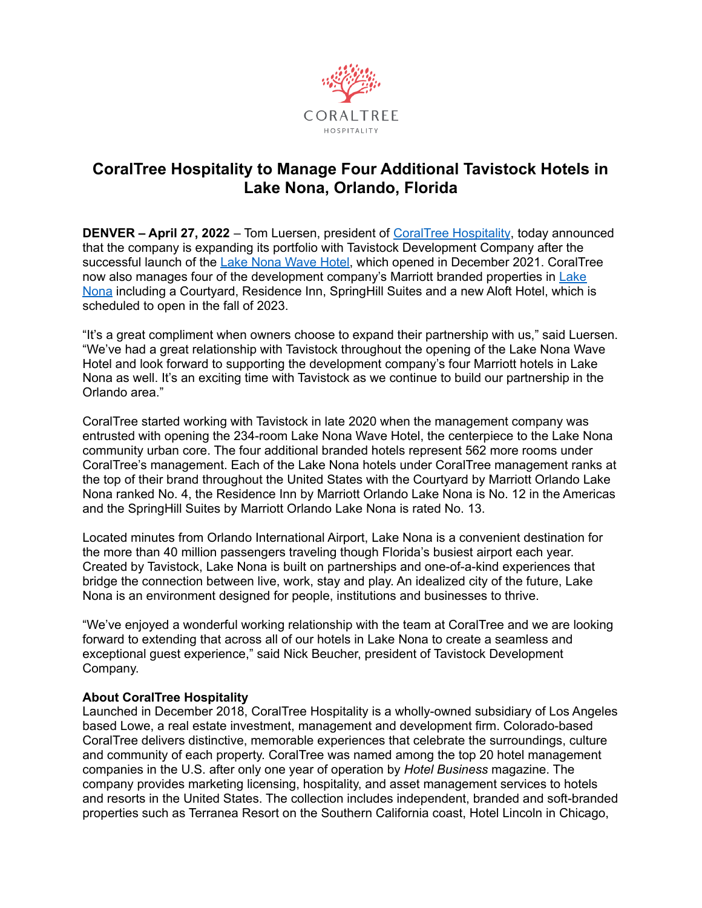# CoralTree Hospitality to Manage Four Additional Tavistock Hotels in Lake Nona, Orlando, Florida

**DENVER – April 27, 2022** – Tom Luersen, president of CoralTree Hospitality, today announced that the company is expanding its portfolio with Tavistock Development Company after the successful launch of the Lake Nona Wave Hotel, which opened in December 2021. CoralTree now also manages four of the development company's Marriott branded properties in Lake Nona including a Courtyard, Residence Inn, SpringHill Suites and a new Aloft Hotel, which is scheduled to open in the fall of 2023.

"It's a great compliment when owners choose to expand their partnership with us," said Luersen. "We've had a great relationship with Tavistock throughout the opening of the Lake Nona Wave Hotel and look forward to supporting the development company's four Marriott hotels in Lake Nona as well. It's an exciting time with Tavistock as we continue to build our partnership in the Orlando area."

CoralTree started working with Tavistock in late 2020 when the management company was entrusted with opening the 234-room Lake Nona Wave Hotel, the centerpiece to the Lake Nona community urban core. The four additional branded hotels represent 562 more rooms under CoralTree's management. Each of the Lake Nona hotels under CoralTree management ranks at the top of their brand throughout the United States with the Courtyard by Marriott Orlando Lake Nona ranked No. 4, the Residence Inn by Marriott Orlando Lake Nona is No. 12 in the Americas and the SpringHill Suites by Marriott Orlando Lake Nona is rated No. 13.

Located minutes from Orlando International Airport, Lake Nona is a convenient destination for the more than 40 million passengers traveling though Florida's busiest airport each year. Created by Tavistock, Lake Nona is built on partnerships and one-of-a-kind experiences that bridge the connection between live, work, stay and play. An idealized city of the future, Lake Nona is an environment designed for people, institutions and businesses to thrive.

"We've enjoyed a wonderful working relationship with the team at CoralTree and we are looking forward to extending that across all of our hotels in Lake Nona to create a seamless and exceptional guest experience," said Nick Beucher, president of Tavistock Development Company.

**About CoralTree Hospitality**

Launched in December 2018, CoralTree Hospitality is a wholly-owned subsidiary of Los Angeles based Lowe, a real estate investment, management and development firm. Colorado-based CoralTree delivers distinctive, memorable experiences that celebrate the surroundings, culture and community of each property. CoralTree was named among the top 20 hotel management companies in the U.S. after only one year of operation by *Hotel Business* magazine. The company provides marketing licensing, hospitality, and asset management services to hotels and resorts in the United States. The collection includes independent, branded and soft-branded properties such as Terranea Resort on the Southern California coast, Hotel Lincoln in Chicago,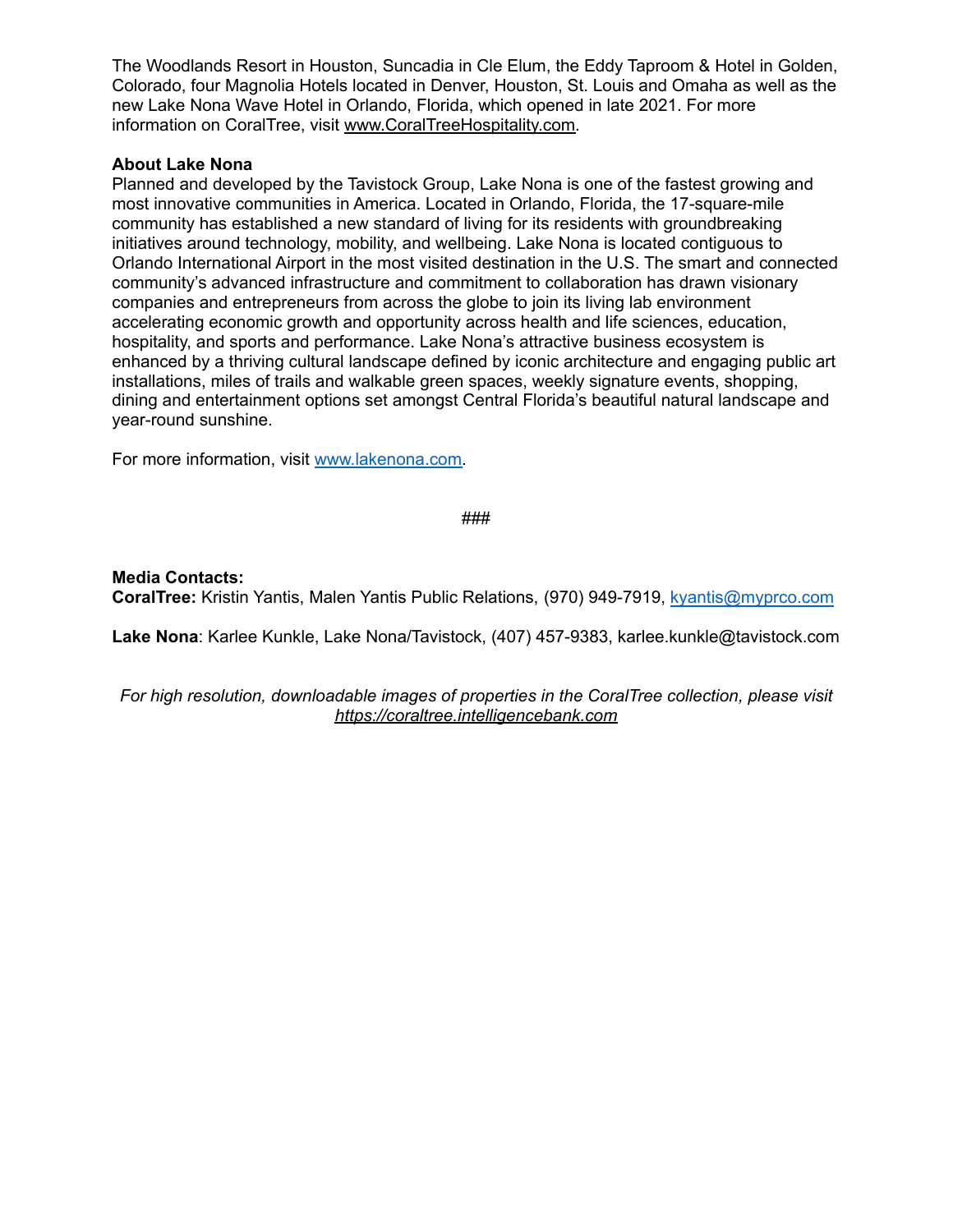The Woodlands Resort in Houston, Suncadia in Cle Elum, the Eddy Taproom & Hotel in Golden, Colorado, four Magnolia Hotels located in Denver, Houston, St. Louis and Omaha as well as the new Lake Nona Wave Hotel in Orlando, Florida, which opened in late 2021. For more information on CoralTree, visit www.CoralTreeHospitality.com.

**About Lake Nona**

Planned and developed by the Tavistock Group, Lake Nona is one of the fastest growing and most innovative communities in America. Located in Orlando, Florida, the 17-square-mile community has established a new standard of living for its residents with groundbreaking initiatives around technology, mobility, and wellbeing. Lake Nona is located contiguous to Orlando International Airport in the most visited destination in the U.S. The smart and connected community's advanced infrastructure and commitment to collaboration has drawn visionary companies and entrepreneurs from across the globe to join its living lab environment accelerating economic growth and opportunity across health and life sciences, education, hospitality, and sports and performance. Lake Nona's attractive business ecosystem is enhanced by a thriving cultural landscape defined by iconic architecture and engaging public art installations, miles of trails and walkable green spaces, weekly signature events, shopping, dining and entertainment options set amongst Central Florida's beautiful natural landscape and year-round sunshine.

For more information, visit www.lakenona.com.

###

**Media Contacts:**

**CoralTree:** Kristin Yantis, Malen Yantis Public Relations, (970) 949-7919, kyantis@myprco.com

**Lake Nona**: Karlee Kunkle, Lake Nona/Tavistock, (407) 457-9383, karlee.kunkle@tavistock.com

*For high resolution, downloadable images of properties in the CoralTree collection, please visit https://coraltree.intelligencebank.com*